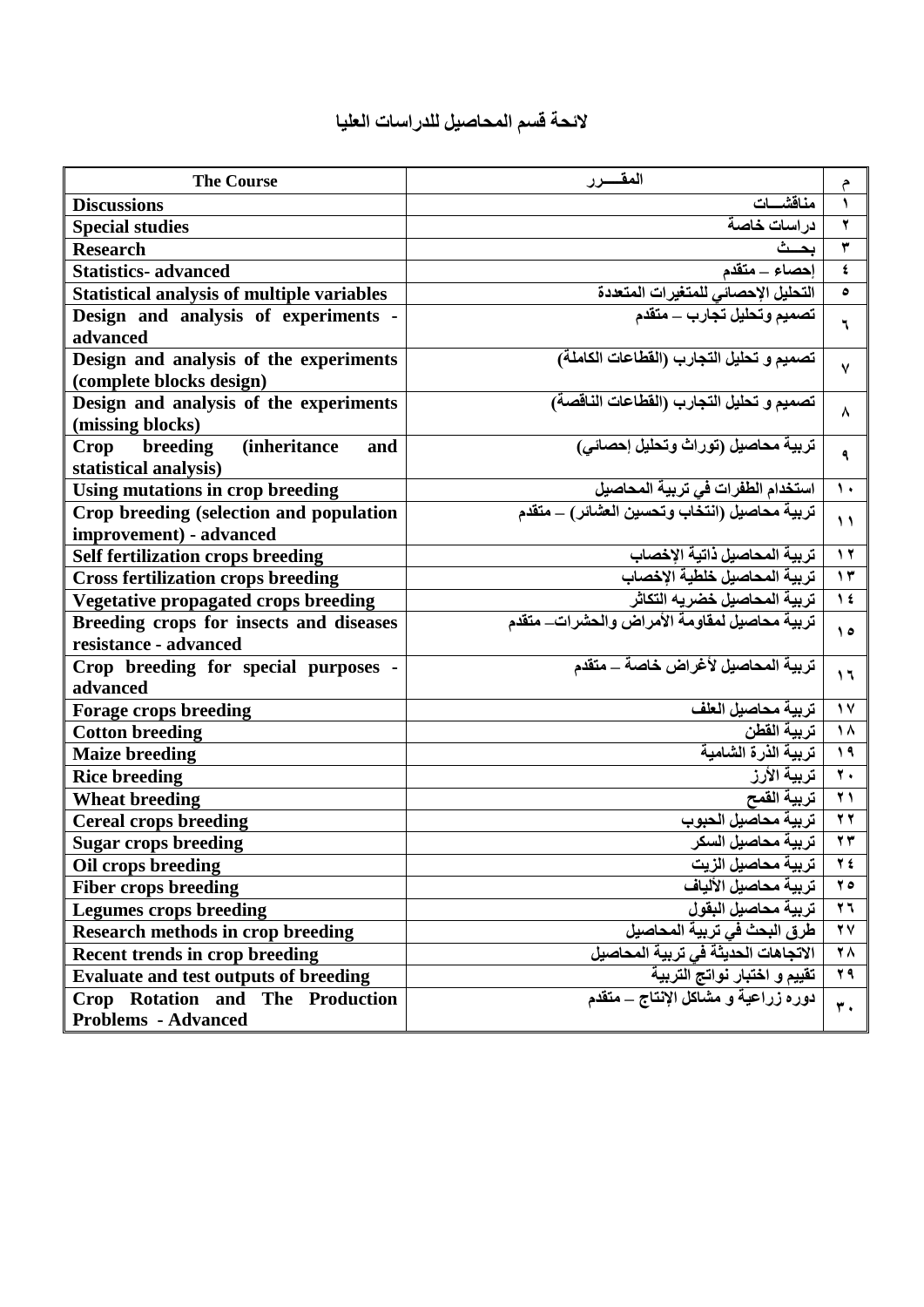# لائحة قسم المحاصيل للدراسات العليا

| The Course | المقـــرر | م |
|---|---|---|
| Discussions | مناقشـــات | ١ |
| Special studies | دراسات خاصة | ٢ |
| Research | بحـــث | ٣ |
| Statistics- advanced | إحصاء – متقدم | ٤ |
| Statistical analysis of multiple variables | التحليل الإحصائي للمتغيرات المتعددة | ٥ |
| Design and analysis of experiments - advanced | تصميم وتحليل تجارب – متقدم | ٦ |
| Design and analysis of the experiments (complete blocks design) | تصميم و تحليل التجارب (القطاعات الكاملة) | ٧ |
| Design and analysis of the experiments (missing blocks) | تصميم و تحليل التجارب (القطاعات الناقصة) | ٨ |
| Crop breeding (inheritance and statistical analysis) | تربية محاصيل (توراث وتحليل إحصائي) | ٩ |
| Using mutations in crop breeding | استخدام الطفرات في تربية المحاصيل | ١٠ |
| Crop breeding (selection and population improvement) - advanced | تربية محاصيل (انتخاب وتحسين العشائر) – متقدم | ١١ |
| Self fertilization crops breeding | تربية المحاصيل ذاتية الإخصاب | ١٢ |
| Cross fertilization crops breeding | تربية المحاصيل خلطية الإخصاب | ١٣ |
| Vegetative propagated crops breeding | تربية المحاصيل خضريه التكاثر | ١٤ |
| Breeding crops for insects and diseases resistance - advanced | تربية محاصيل لمقاومة الأمراض والحشرات– متقدم | ١٥ |
| Crop breeding for special purposes - advanced | تربية المحاصيل لأغراض خاصة – متقدم | ١٦ |
| Forage crops breeding | تربية محاصيل العلف | ١٧ |
| Cotton breeding | تربية القطن | ١٨ |
| Maize breeding | تربية الذرة الشامية | ١٩ |
| Rice breeding | تربية الأرز | ٢٠ |
| Wheat breeding | تربية القمح | ٢١ |
| Cereal crops breeding | تربية محاصيل الحبوب | ٢٢ |
| Sugar crops breeding | تربية محاصيل السكر | ٢٣ |
| Oil crops breeding | تربية محاصيل الزيت | ٢٤ |
| Fiber crops breeding | تربية محاصيل الألياف | ٢٥ |
| Legumes crops breeding | تربية محاصيل البقول | ٢٦ |
| Research methods in crop breeding | طرق البحث في تربية المحاصيل | ٢٧ |
| Recent trends in crop breeding | الاتجاهات الحديثة في تربية المحاصيل | ٢٨ |
| Evaluate and test outputs of breeding | تقييم و اختبار نواتج التربية | ٢٩ |
| Crop Rotation and The Production Problems - Advanced | دوره زراعية و مشاكل الإنتاج – متقدم | ٣٠ |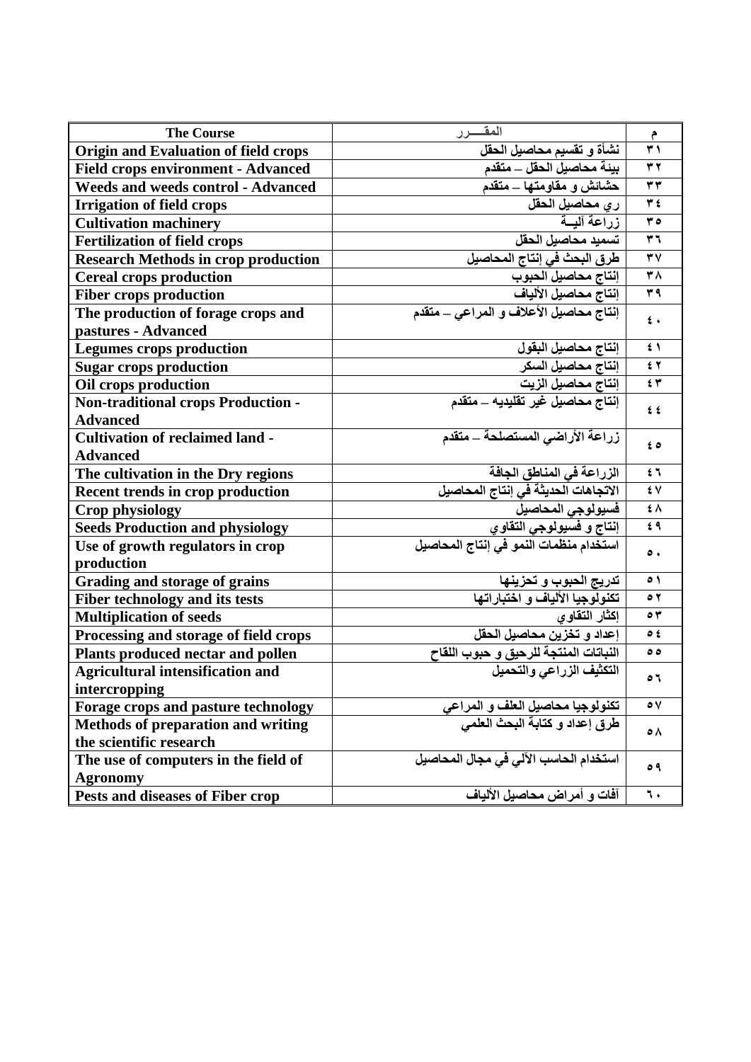| The Course | المقـــرر | م |
|---|---|---|
| Origin and Evaluation of field crops | نشأة و تقسيم محاصيل الحقل | ٣١ |
| Field crops environment - Advanced | بيئة محاصيل الحقل – متقدم | ٣٢ |
| Weeds and weeds control - Advanced | حشائش و مقاومتها – متقدم | ٣٣ |
| Irrigation of field crops | ري محاصيل الحقل | ٣٤ |
| Cultivation machinery | زراعة آليــة | ٣٥ |
| Fertilization of field crops | تسميد محاصيل الحقل | ٣٦ |
| Research Methods in crop production | طرق البحث في إنتاج المحاصيل | ٣٧ |
| Cereal crops production | إنتاج محاصيل الحبوب | ٣٨ |
| Fiber crops production | إنتاج محاصيل الألياف | ٣٩ |
| The production of forage crops and pastures - Advanced | إنتاج محاصيل الأعلاف و المراعي – متقدم | ٤٠ |
| Legumes crops production | إنتاج محاصيل البقول | ٤١ |
| Sugar crops production | إنتاج محاصيل السكر | ٤٢ |
| Oil crops production | إنتاج محاصيل الزيت | ٤٣ |
| Non-traditional crops Production - Advanced | إنتاج محاصيل غير تقليديه – متقدم | ٤٤ |
| Cultivation of reclaimed land - Advanced | زراعة الأراضي المستصلحة – متقدم | ٤٥ |
| The cultivation in the Dry regions | الزراعة في المناطق الجافة | ٤٦ |
| Recent trends in crop production | الاتجاهات الحديثة في إنتاج المحاصيل | ٤٧ |
| Crop physiology | فسيولوجي المحاصيل | ٤٨ |
| Seeds Production and physiology | إنتاج و فسيولوجي التقاوي | ٤٩ |
| Use of growth regulators in crop production | استخدام منظمات النمو في إنتاج المحاصيل | ٥٠ |
| Grading and storage of grains | تدريج الحبوب و تحزينها | ٥١ |
| Fiber technology and its tests | تكنولوجيا الألياف و اختباراتها | ٥٢ |
| Multiplication of seeds | إكثار التقاوي | ٥٣ |
| Processing and storage of field crops | إعداد و تخزين محاصيل الحقل | ٥٤ |
| Plants produced nectar and pollen | النباتات المنتجة للرحيق و حبوب اللقاح | ٥٥ |
| Agricultural intensification and intercropping | التكثيف الزراعي والتحميل | ٥٦ |
| Forage crops and pasture technology | تكنولوجيا محاصيل العلف و المراعي | ٥٧ |
| Methods of preparation and writing the scientific research | طرق إعداد و كتابة البحث العلمي | ٥٨ |
| The use of computers in the field of Agronomy | استخدام الحاسب الآلي في مجال المحاصيل | ٥٩ |
| Pests and diseases of Fiber crop | آفات و أمراض محاصيل الألياف | ٦٠ |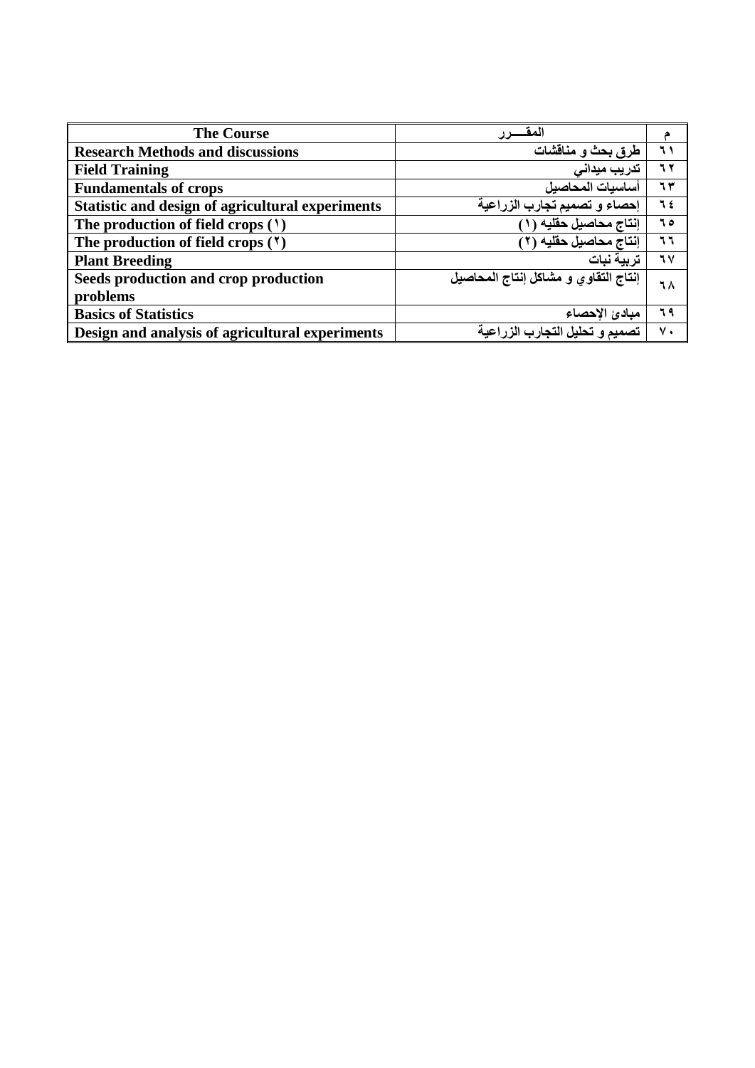| The Course | المقـــرر | م |
| --- | --- | --- |
| Research Methods and discussions | طرق بحث و مناقشات | ٦١ |
| Field Training | تدريب ميداني | ٦٢ |
| Fundamentals of crops | أساسيات المحاصيل | ٦٣ |
| Statistic and design of agricultural experiments | إحصاء و تصميم تجارب الزراعية | ٦٤ |
| The production of field crops (١) | إنتاج محاصيل حقليه (١) | ٦٥ |
| The production of field crops (٢) | إنتاج محاصيل حقليه (٢) | ٦٦ |
| Plant Breeding | تربية نبات | ٦٧ |
| Seeds production and crop production problems | إنتاج التقاوي و مشاكل إنتاج المحاصيل | ٦٨ |
| Basics of Statistics | مبادئ الإحصاء | ٦٩ |
| Design and analysis of agricultural experiments | تصميم و تحليل التجارب الزراعية | ٧٠ |